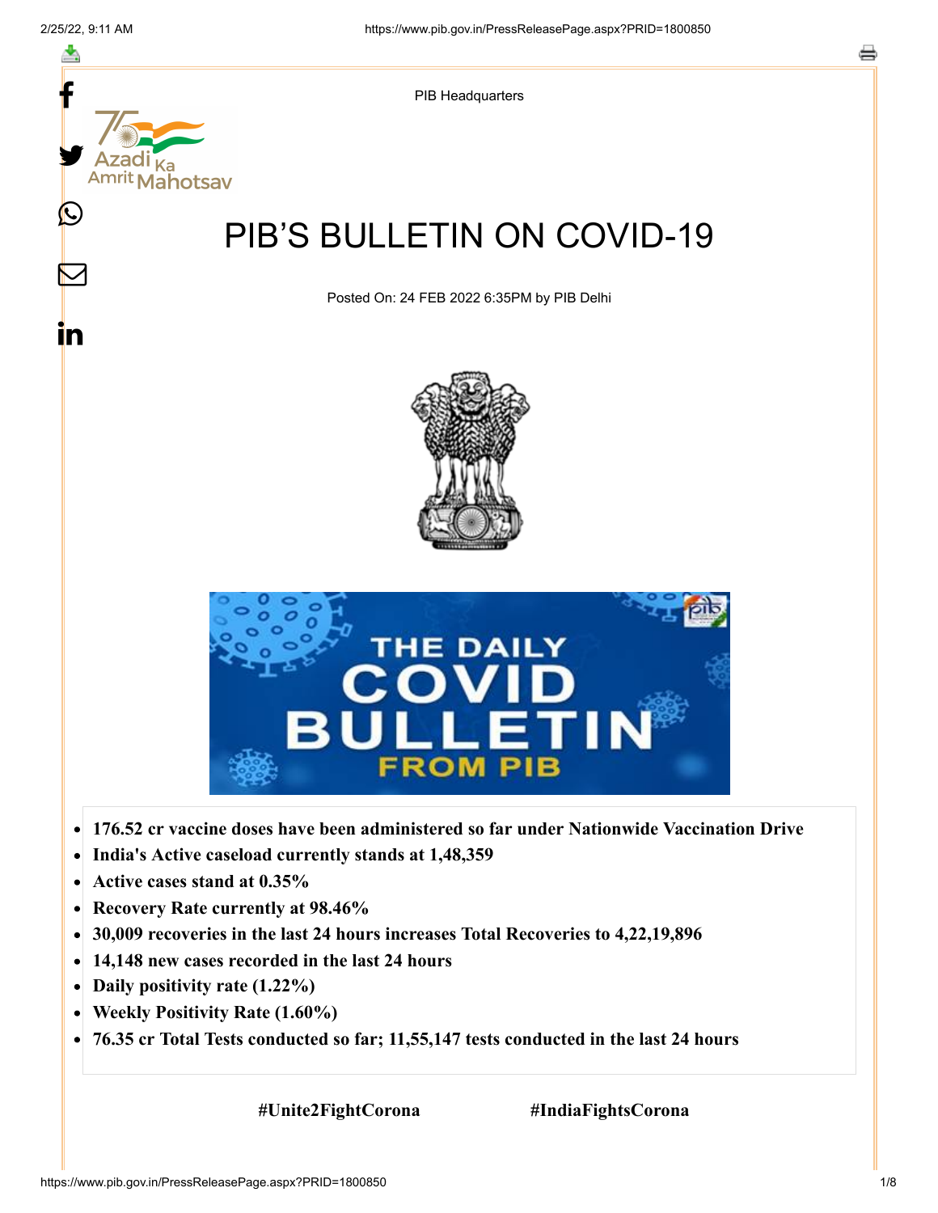PIB Headquarters

# PIB'S BULLETIN ON COVID-19

Posted On: 24 FEB 2022 6:35PM by PIB Delhi

- **176.52 cr vaccine doses have been administered so far under Nationwide Vaccination Drive**
- **India's Active caseload currently stands at 1,48,359**
- **Active cases stand at 0.35%**
- **Recovery Rate currently at 98.46%**
- **30,009 recoveries in the last 24 hours increases Total Recoveries to 4,22,19,896**
- **14,148 new cases recorded in the last 24 hours**
- **Daily positivity rate (1.22%)**
- **Weekly Positivity Rate (1.60%)**
- **76.35 cr Total Tests conducted so far; 11,55,147 tests conducted in the last 24 hours**

**#Unite2FightCorona** **#IndiaFightsCorona**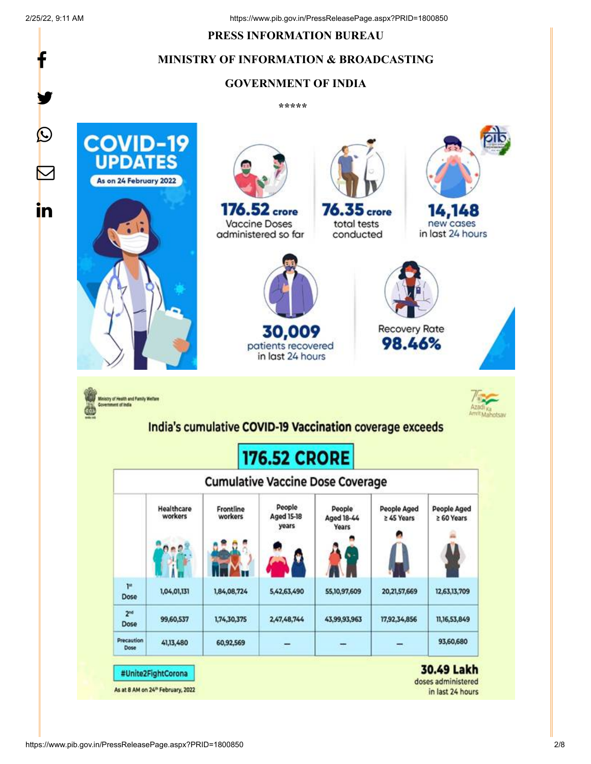# PRESS INFORMATION BUREAU

# MINISTRY OF INFORMATION & BROADCASTING

# GOVERNMENT OF INDIA

\*\*\*\*\*

**COVID-19 UPDATES**

As on 24 February 2022

**176.52 crore** Vaccine Doses administered so far

**76.35 crore** total tests conducted

**14,148** new cases in last 24 hours

**30,009** patients recovered in last 24 hours

Recovery Rate **98.46%**

Ministry of Health and Family Welfare
Government of India

Azadi Ka Amrit Mahotsav

## India's cumulative COVID-19 Vaccination coverage exceeds

## 176.52 CRORE

| Cumulative Vaccine Dose Coverage | | | | | | |
|---|---|---|---|---|---|---|
| | Healthcare workers | Frontline workers | People Aged 15-18 years | People Aged 18-44 Years | People Aged ≥ 45 Years | People Aged ≥ 60 Years |
| 1st Dose | 1,04,01,131 | 1,84,08,724 | 5,42,63,490 | 55,10,97,609 | 20,21,57,669 | 12,63,13,709 |
| 2nd Dose | 99,60,537 | 1,74,30,375 | 2,47,48,744 | 43,99,93,963 | 17,92,34,856 | 11,16,53,849 |
| Precaution Dose | 41,13,480 | 60,92,569 | – | – | – | 93,60,680 |

#Unite2FightCorona

As at 8 AM on 24th February, 2022

**30.49 Lakh** doses administered in last 24 hours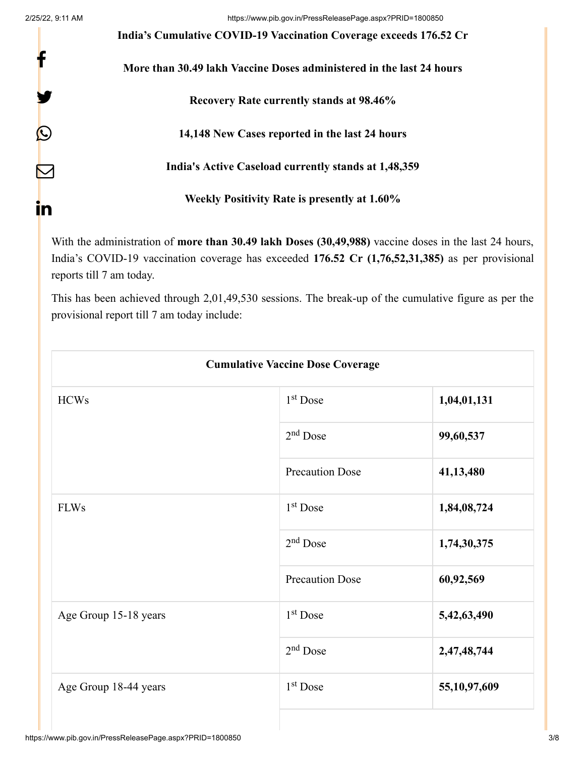**India’s Cumulative COVID-19 Vaccination Coverage exceeds 176.52 Cr**

**More than 30.49 lakh Vaccine Doses administered in the last 24 hours**

**Recovery Rate currently stands at 98.46%**

**14,148 New Cases reported in the last 24 hours**

**India's Active Caseload currently stands at 1,48,359**

**Weekly Positivity Rate is presently at 1.60%**

With the administration of **more than 30.49 lakh Doses (30,49,988)** vaccine doses in the last 24 hours, India’s COVID-19 vaccination coverage has exceeded **176.52 Cr (1,76,52,31,385)** as per provisional reports till 7 am today.

This has been achieved through 2,01,49,530 sessions. The break-up of the cumulative figure as per the provisional report till 7 am today include:

| Cumulative Vaccine Dose Coverage | | |
|---|---|---|
| HCWs | 1st Dose | **1,04,01,131** |
| | 2nd Dose | **99,60,537** |
| | Precaution Dose | **41,13,480** |
| FLWs | 1st Dose | **1,84,08,724** |
| | 2nd Dose | **1,74,30,375** |
| | Precaution Dose | **60,92,569** |
| Age Group 15-18 years | 1st Dose | **5,42,63,490** |
| | 2nd Dose | **2,47,48,744** |
| Age Group 18-44 years | 1st Dose | **55,10,97,609** |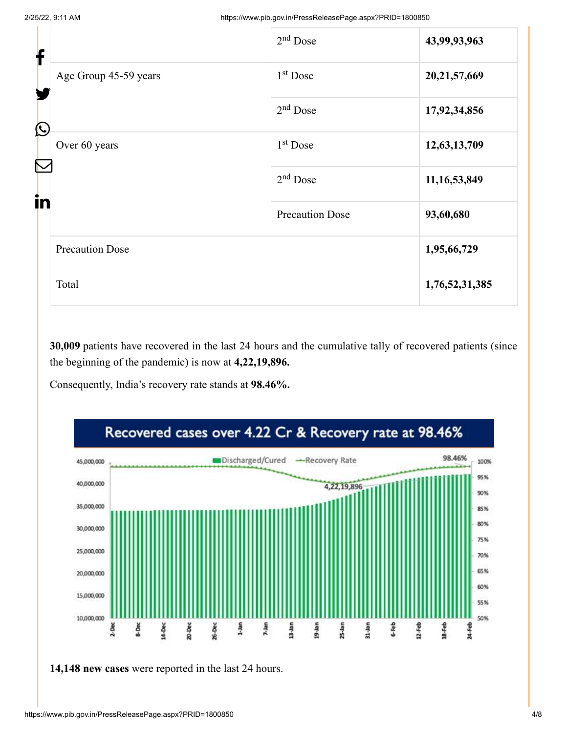| | | |
|---|---|---|
| | 2nd Dose | **43,99,93,963** |
| Age Group 45-59 years | 1st Dose | **20,21,57,669** |
| | 2nd Dose | **17,92,34,856** |
| Over 60 years | 1st Dose | **12,63,13,709** |
| | 2nd Dose | **11,16,53,849** |
| | Precaution Dose | **93,60,680** |
| Precaution Dose | | **1,95,66,729** |
| Total | | **1,76,52,31,385** |

**30,009** patients have recovered in the last 24 hours and the cumulative tally of recovered patients (since the beginning of the pandemic) is now at **4,22,19,896.**

Consequently, India's recovery rate stands at **98.46%.**

Recovered cases over 4.22 Cr & Recovery rate at 98.46%

**14,148 new cases** were reported in the last 24 hours.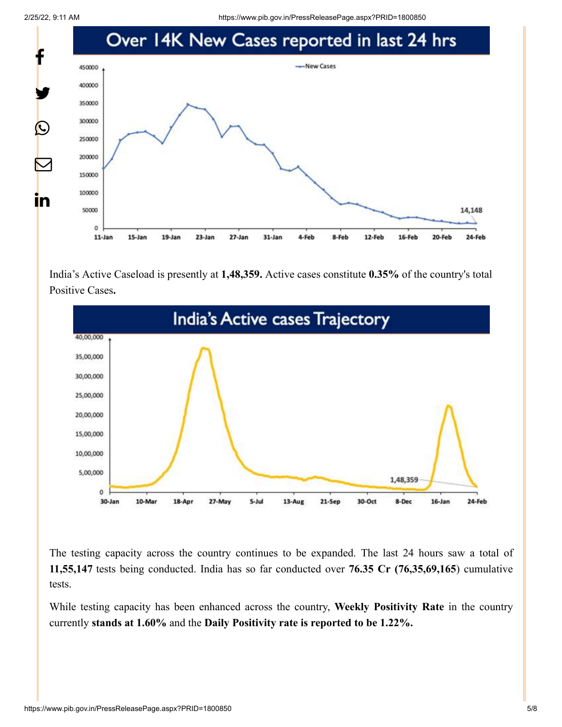## Over 14K New Cases reported in last 24 hrs

India's Active Caseload is presently at **1,48,359.** Active cases constitute **0.35%** of the country's total Positive Cases**.**

## India's Active cases Trajectory

The testing capacity across the country continues to be expanded. The last 24 hours saw a total of **11,55,147** tests being conducted. India has so far conducted over **76.35 Cr (76,35,69,165**) cumulative tests.

While testing capacity has been enhanced across the country, **Weekly Positivity Rate** in the country currently **stands at 1.60%** and the **Daily Positivity rate is reported to be 1.22%.**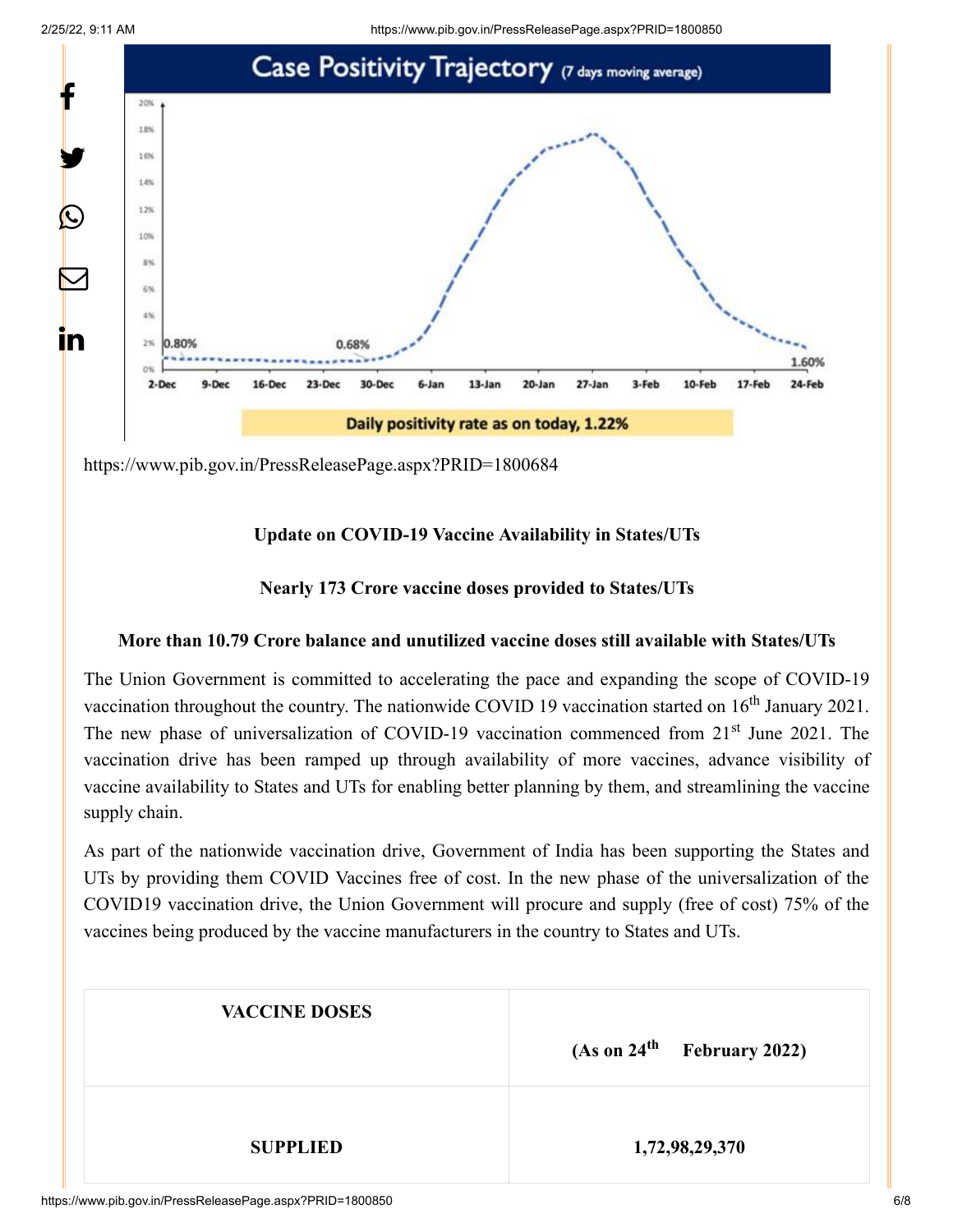https://www.pib.gov.in/PressReleasePage.aspx?PRID=1800684

**Update on COVID-19 Vaccine Availability in States/UTs**

**Nearly 173 Crore vaccine doses provided to States/UTs**

**More than 10.79 Crore balance and unutilized vaccine doses still available with States/UTs**

The Union Government is committed to accelerating the pace and expanding the scope of COVID-19 vaccination throughout the country. The nationwide COVID 19 vaccination started on 16th January 2021. The new phase of universalization of COVID-19 vaccination commenced from 21st June 2021. The vaccination drive has been ramped up through availability of more vaccines, advance visibility of vaccine availability to States and UTs for enabling better planning by them, and streamlining the vaccine supply chain.

As part of the nationwide vaccination drive, Government of India has been supporting the States and UTs by providing them COVID Vaccines free of cost. In the new phase of the universalization of the COVID19 vaccination drive, the Union Government will procure and supply (free of cost) 75% of the vaccines being produced by the vaccine manufacturers in the country to States and UTs.

| VACCINE DOSES | (As on 24th February 2022) |
|---|---|
| SUPPLIED | 1,72,98,29,370 |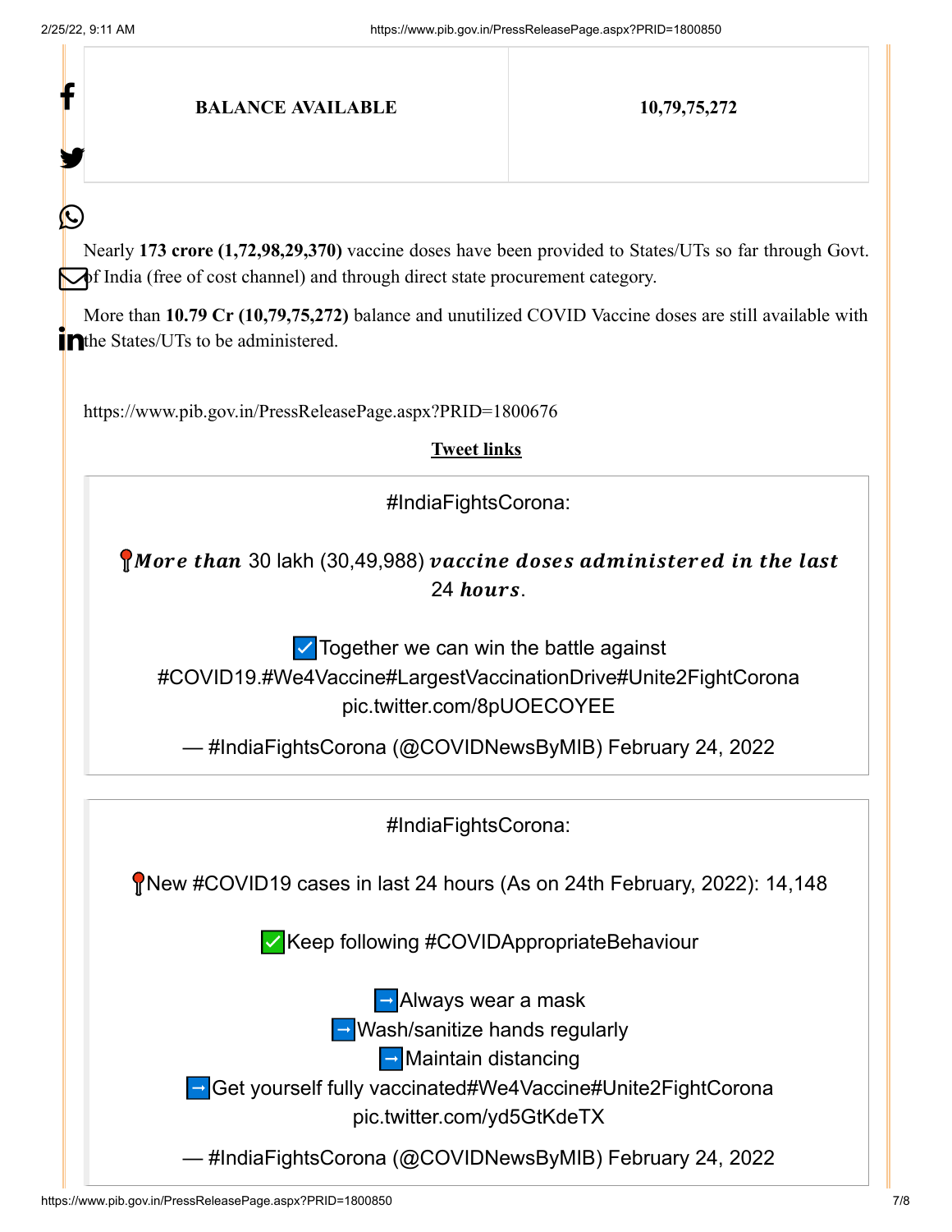| BALANCE AVAILABLE | 10,79,75,272 |
|---|---|

Nearly **173 crore (1,72,98,29,370)** vaccine doses have been provided to States/UTs so far through Govt. of India (free of cost channel) and through direct state procurement category.

More than **10.79 Cr (10,79,75,272)** balance and unutilized COVID Vaccine doses are still available with the States/UTs to be administered.

https://www.pib.gov.in/PressReleasePage.aspx?PRID=1800676

**Tweet links**

> #IndiaFightsCorona:
>
> 📍***More than*** 30 lakh (30,49,988) ***vaccine doses administered in the last*** 24 ***hours***.
>
> ☑️Together we can win the battle against #COVID19.#We4Vaccine#LargestVaccinationDrive#Unite2FightCorona pic.twitter.com/8pUOECOYEE
>
> — #IndiaFightsCorona (@COVIDNewsByMIB) February 24, 2022

> #IndiaFightsCorona:
>
> 📍New #COVID19 cases in last 24 hours (As on 24th February, 2022): 14,148
>
> ✅Keep following #COVIDAppropriateBehaviour
>
> ➡️Always wear a mask
> ➡️Wash/sanitize hands regularly
> ➡️Maintain distancing
> ➡️Get yourself fully vaccinated#We4Vaccine#Unite2FightCorona pic.twitter.com/yd5GtKdeTX
>
> — #IndiaFightsCorona (@COVIDNewsByMIB) February 24, 2022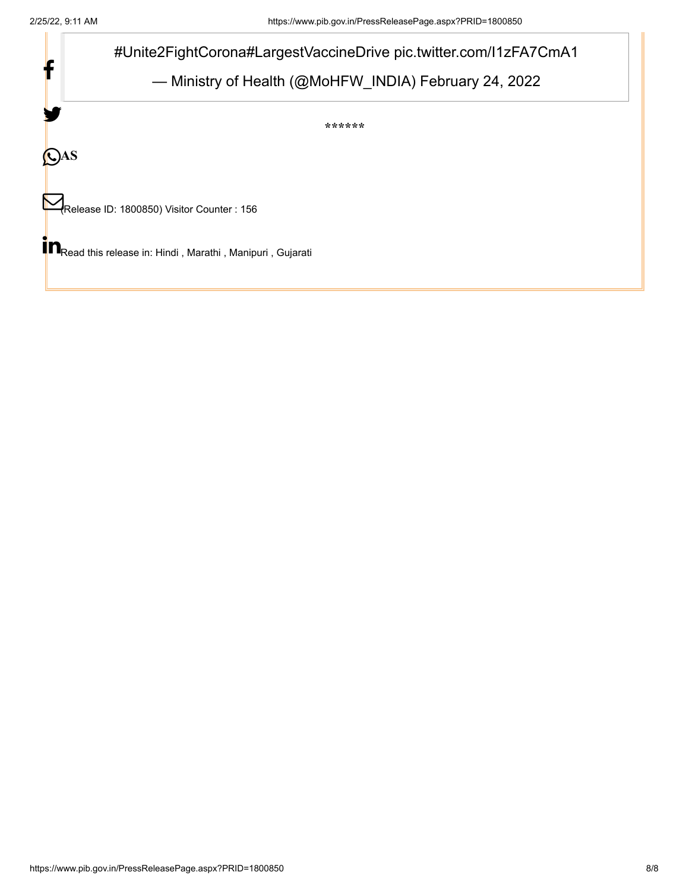#Unite2FightCorona#LargestVaccineDrive pic.twitter.com/I1zFA7CmA1

— Ministry of Health (@MoHFW_INDIA) February 24, 2022

******

AS

(Release ID: 1800850) Visitor Counter : 156

Read this release in: Hindi , Marathi , Manipuri , Gujarati